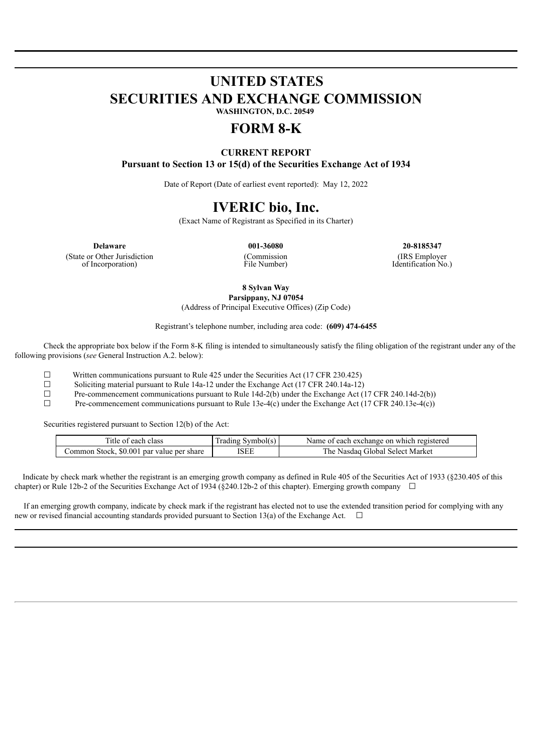# UNITED STATES
# SECURITIES AND EXCHANGE COMMISSION

**WASHINGTON, D.C. 20549**

# FORM 8-K

**CURRENT REPORT**

**Pursuant to Section 13 or 15(d) of the Securities Exchange Act of 1934**

Date of Report (Date of earliest event reported): May 12, 2022

# IVERIC bio, Inc.

(Exact Name of Registrant as Specified in its Charter)

| **Delaware** | **001-36080** | **20-8185347** |
|---|---|---|
| (State or Other Jurisdiction of Incorporation) | (Commission File Number) | (IRS Employer Identification No.) |

**8 Sylvan Way**
**Parsippany, NJ 07054**
(Address of Principal Executive Offices) (Zip Code)

Registrant's telephone number, including area code: **(609) 474-6455**

Check the appropriate box below if the Form 8-K filing is intended to simultaneously satisfy the filing obligation of the registrant under any of the following provisions (*see* General Instruction A.2. below):

☐ Written communications pursuant to Rule 425 under the Securities Act (17 CFR 230.425)
☐ Soliciting material pursuant to Rule 14a-12 under the Exchange Act (17 CFR 240.14a-12)
☐ Pre-commencement communications pursuant to Rule 14d-2(b) under the Exchange Act (17 CFR 240.14d-2(b))
☐ Pre-commencement communications pursuant to Rule 13e-4(c) under the Exchange Act (17 CFR 240.13e-4(c))

Securities registered pursuant to Section 12(b) of the Act:

| Title of each class | Trading Symbol(s) | Name of each exchange on which registered |
|---|---|---|
| Common Stock, $0.001 par value per share | ISEE | The Nasdaq Global Select Market |

Indicate by check mark whether the registrant is an emerging growth company as defined in Rule 405 of the Securities Act of 1933 (§230.405 of this chapter) or Rule 12b-2 of the Securities Exchange Act of 1934 (§240.12b-2 of this chapter). Emerging growth company ☐

If an emerging growth company, indicate by check mark if the registrant has elected not to use the extended transition period for complying with any new or revised financial accounting standards provided pursuant to Section 13(a) of the Exchange Act. ☐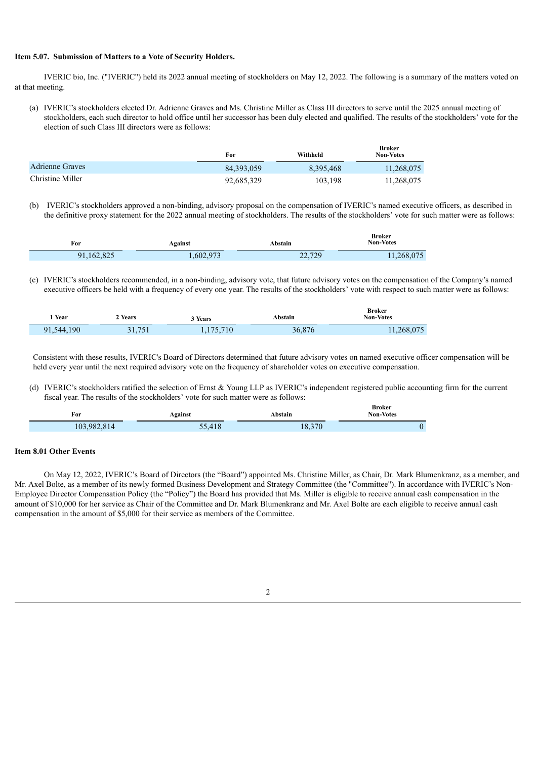**Item 5.07. Submission of Matters to a Vote of Security Holders.**

IVERIC bio, Inc. ("IVERIC") held its 2022 annual meeting of stockholders on May 12, 2022. The following is a summary of the matters voted on at that meeting.

(a) IVERIC's stockholders elected Dr. Adrienne Graves and Ms. Christine Miller as Class III directors to serve until the 2025 annual meeting of stockholders, each such director to hold office until her successor has been duly elected and qualified. The results of the stockholders' vote for the election of such Class III directors were as follows:

| | For | Withheld | Broker Non-Votes |
|---|---|---|---|
| Adrienne Graves | 84,393,059 | 8,395,468 | 11,268,075 |
| Christine Miller | 92,685,329 | 103,198 | 11,268,075 |

(b) IVERIC's stockholders approved a non-binding, advisory proposal on the compensation of IVERIC's named executive officers, as described in the definitive proxy statement for the 2022 annual meeting of stockholders. The results of the stockholders' vote for such matter were as follows:

| For | Against | Abstain | Broker Non-Votes |
|---|---|---|---|
| 91,162,825 | 1,602,973 | 22,729 | 11,268,075 |

(c) IVERIC's stockholders recommended, in a non-binding, advisory vote, that future advisory votes on the compensation of the Company's named executive officers be held with a frequency of every one year. The results of the stockholders' vote with respect to such matter were as follows:

| 1 Year | 2 Years | 3 Years | Abstain | Broker Non-Votes |
|---|---|---|---|---|
| 91,544,190 | 31,751 | 1,175,710 | 36,876 | 11,268,075 |

Consistent with these results, IVERIC's Board of Directors determined that future advisory votes on named executive officer compensation will be held every year until the next required advisory vote on the frequency of shareholder votes on executive compensation.

(d) IVERIC's stockholders ratified the selection of Ernst & Young LLP as IVERIC's independent registered public accounting firm for the current fiscal year. The results of the stockholders' vote for such matter were as follows:

| For | Against | Abstain | Broker Non-Votes |
|---|---|---|---|
| 103,982,814 | 55,418 | 18,370 | 0 |

**Item 8.01 Other Events**

On May 12, 2022, IVERIC's Board of Directors (the "Board") appointed Ms. Christine Miller, as Chair, Dr. Mark Blumenkranz, as a member, and Mr. Axel Bolte, as a member of its newly formed Business Development and Strategy Committee (the "Committee"). In accordance with IVERIC's Non-Employee Director Compensation Policy (the "Policy") the Board has provided that Ms. Miller is eligible to receive annual cash compensation in the amount of $10,000 for her service as Chair of the Committee and Dr. Mark Blumenkranz and Mr. Axel Bolte are each eligible to receive annual cash compensation in the amount of $5,000 for their service as members of the Committee.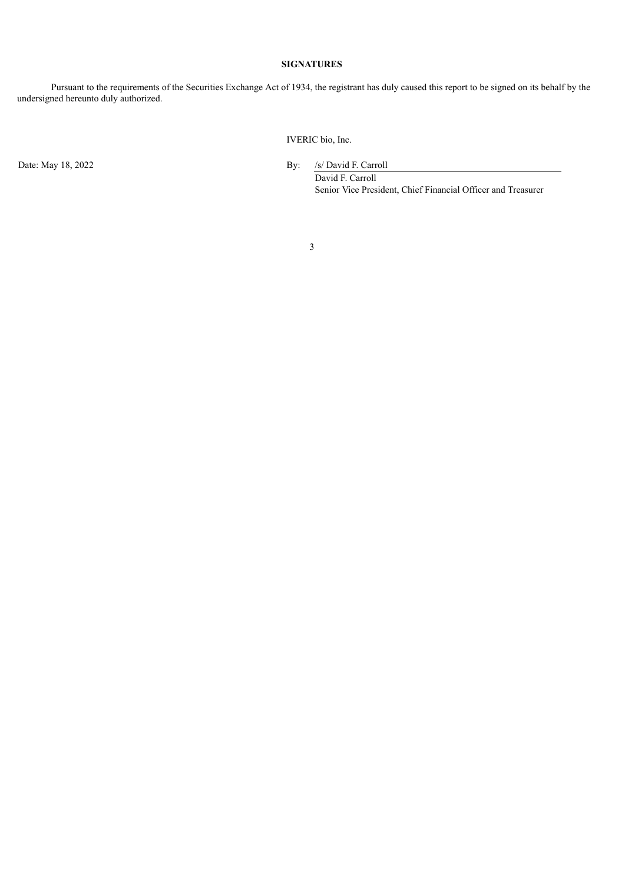**SIGNATURES**

Pursuant to the requirements of the Securities Exchange Act of 1934, the registrant has duly caused this report to be signed on its behalf by the undersigned hereunto duly authorized.

IVERIC bio, Inc.

Date: May 18, 2022

By: /s/ David F. Carroll

David F. Carroll

Senior Vice President, Chief Financial Officer and Treasurer